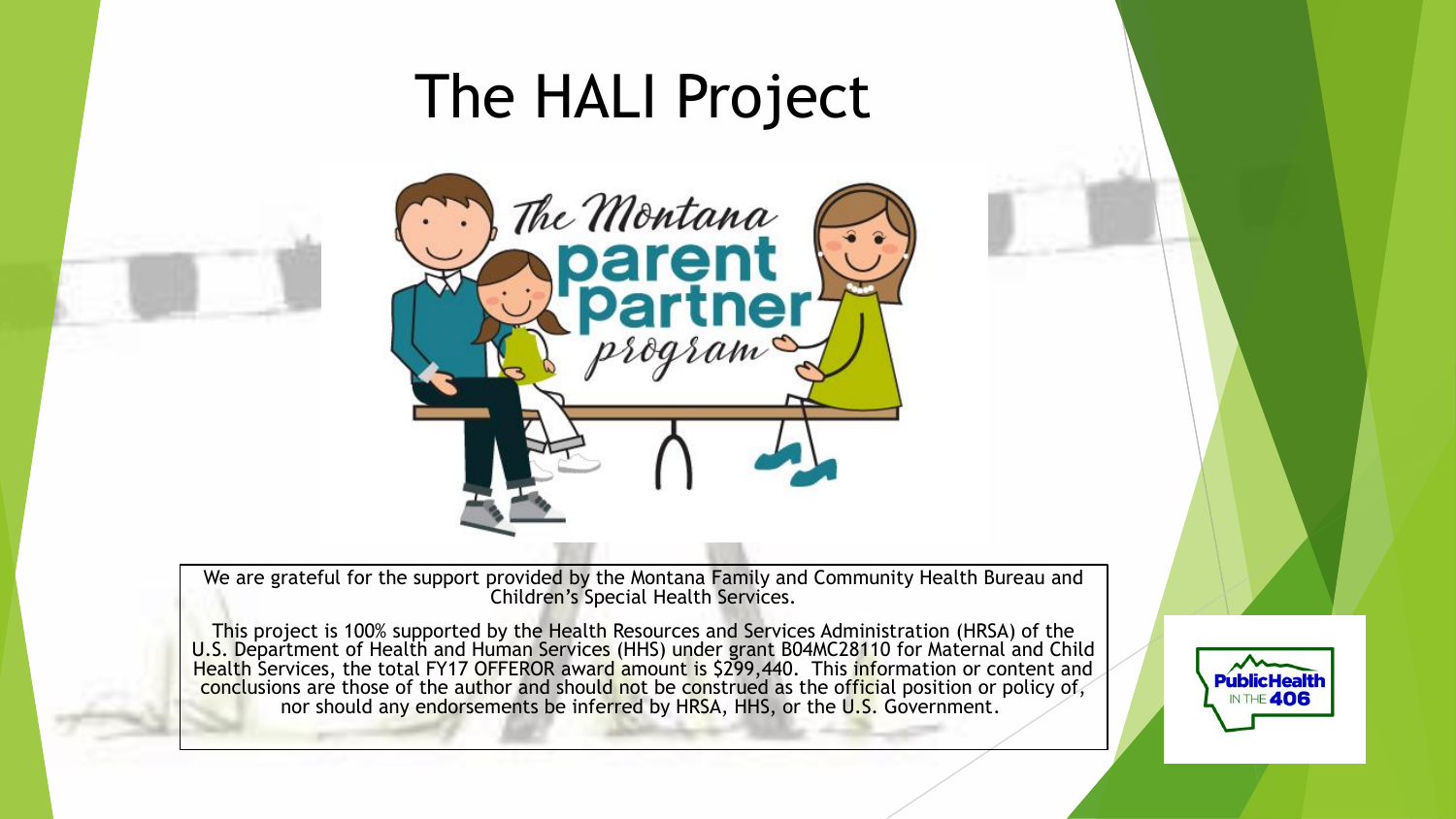# The HALI Project

The Montana parent partner program

We are grateful for the support provided by the Montana Family and Community Health Bureau and Children's Special Health Services.

This project is 100% supported by the Health Resources and Services Administration (HRSA) of the U.S. Department of Health and Human Services (HHS) under grant B04MC28110 for Maternal and Child Health Services, the total FY17 OFFEROR award amount is $299,440. This information or content and conclusions are those of the author and should not be construed as the official position or policy of, nor should any endorsements be inferred by HRSA, HHS, or the U.S. Government.

PublicHealth IN THE 406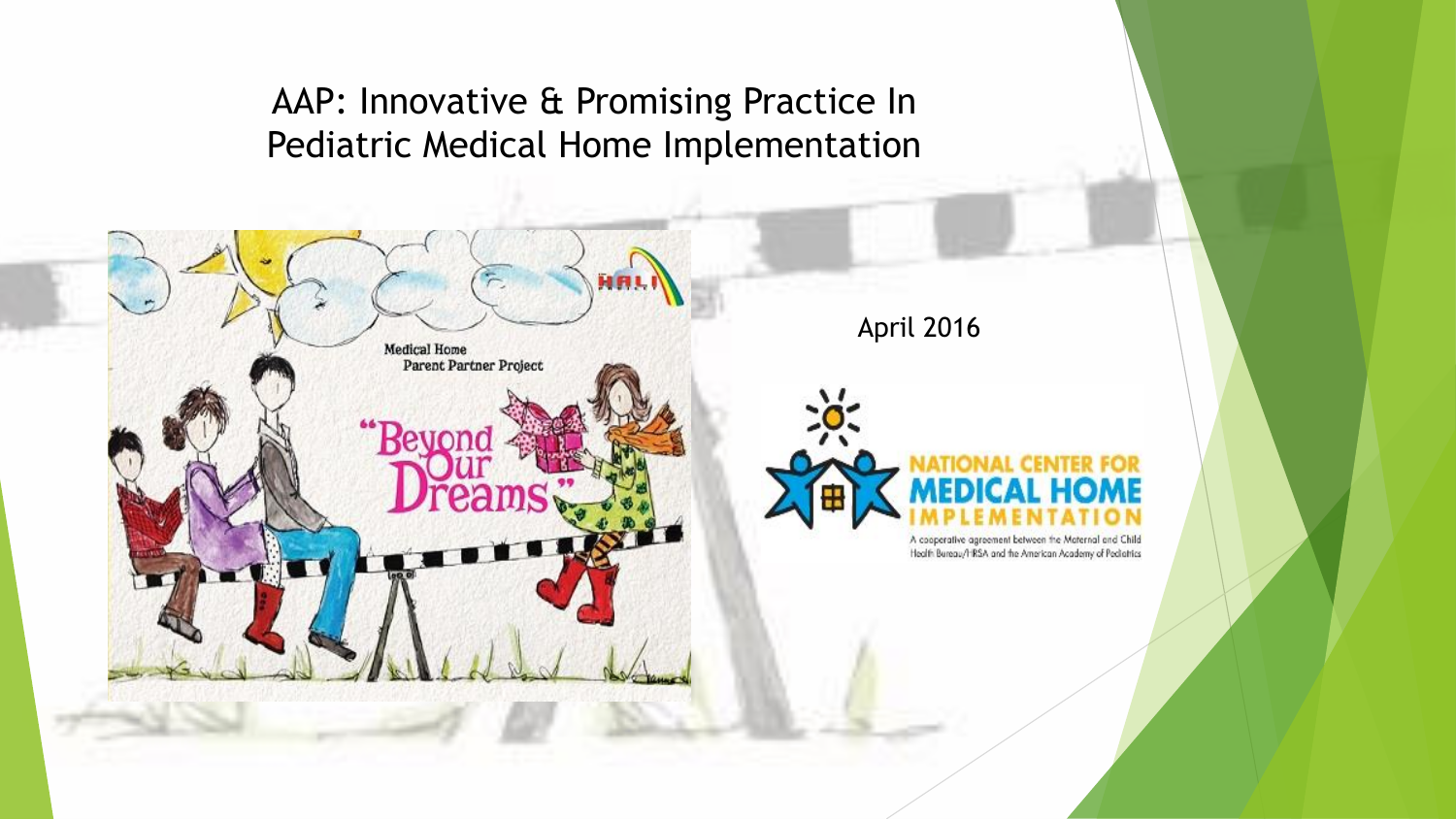# AAP: Innovative & Promising Practice In Pediatric Medical Home Implementation

April 2016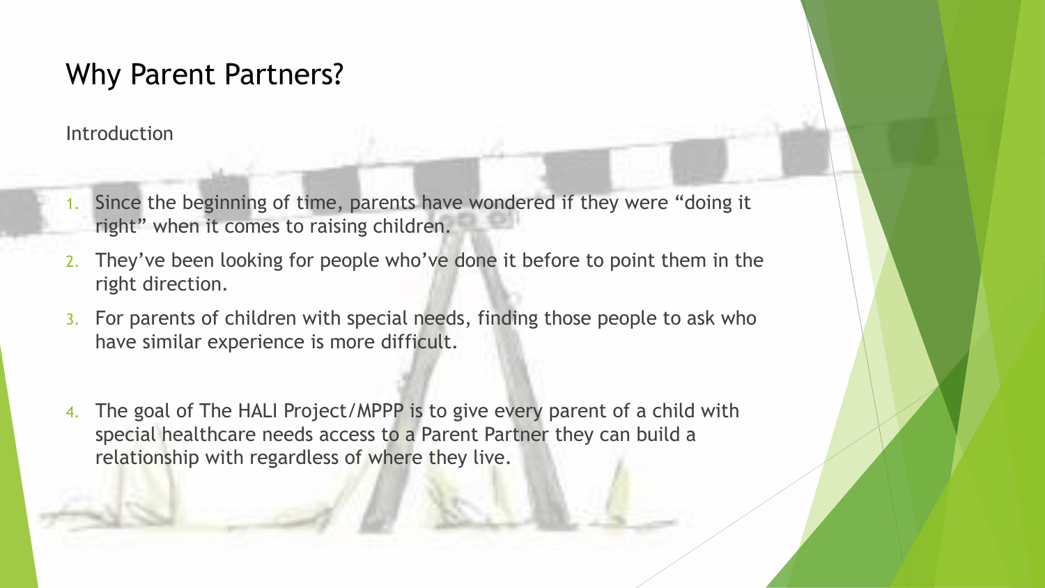# Why Parent Partners?

Introduction

1. Since the beginning of time, parents have wondered if they were "doing it right" when it comes to raising children.
2. They've been looking for people who've done it before to point them in the right direction.
3. For parents of children with special needs, finding those people to ask who have similar experience is more difficult.
4. The goal of The HALI Project/MPPP is to give every parent of a child with special healthcare needs access to a Parent Partner they can build a relationship with regardless of where they live.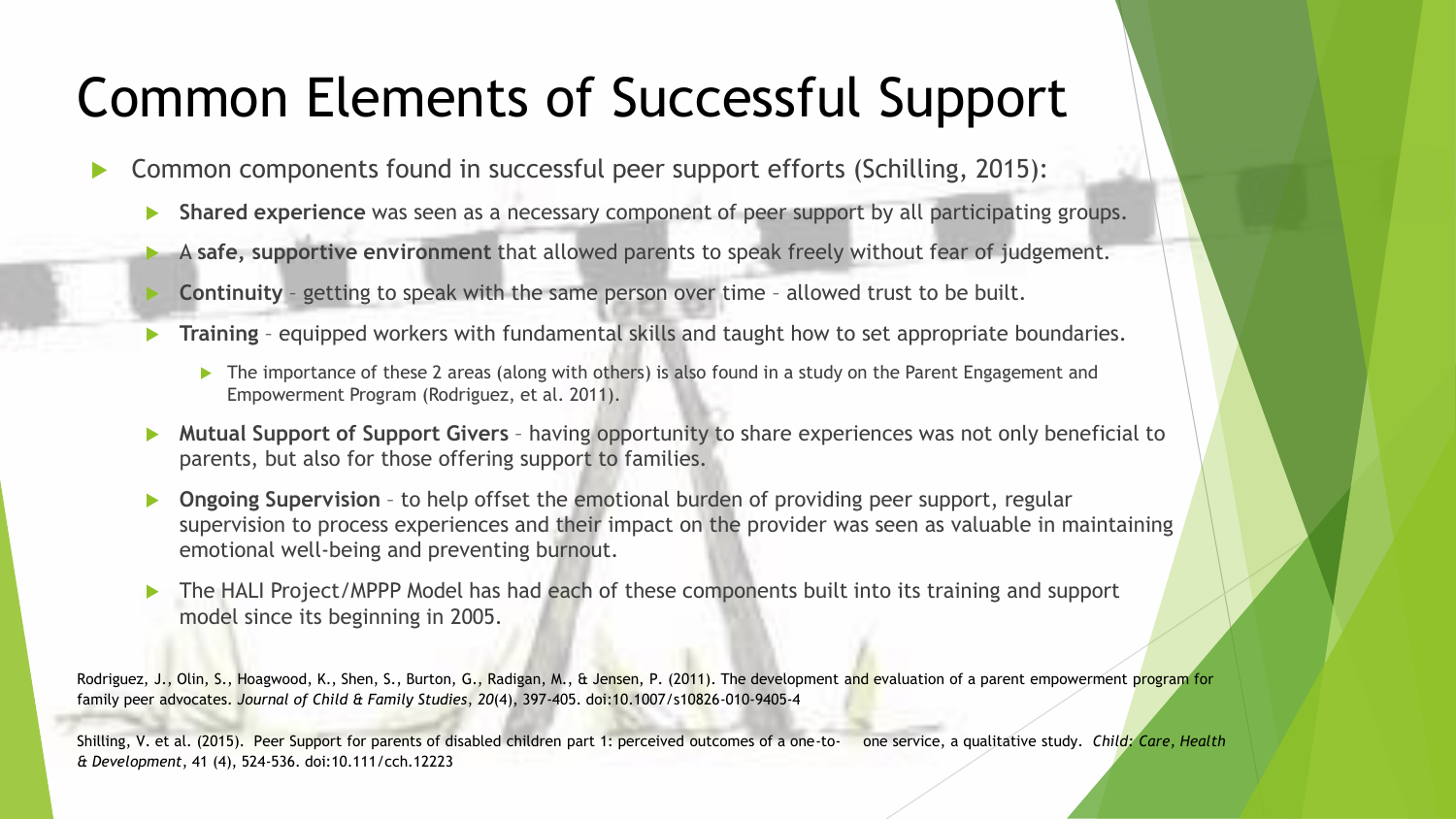# Common Elements of Successful Support

- Common components found in successful peer support efforts (Schilling, 2015):
  - **Shared experience** was seen as a necessary component of peer support by all participating groups.
  - A **safe, supportive environment** that allowed parents to speak freely without fear of judgement.
  - **Continuity** – getting to speak with the same person over time – allowed trust to be built.
  - **Training** – equipped workers with fundamental skills and taught how to set appropriate boundaries.
    - The importance of these 2 areas (along with others) is also found in a study on the Parent Engagement and Empowerment Program (Rodriguez, et al. 2011).
  - **Mutual Support of Support Givers** – having opportunity to share experiences was not only beneficial to parents, but also for those offering support to families.
  - **Ongoing Supervision** – to help offset the emotional burden of providing peer support, regular supervision to process experiences and their impact on the provider was seen as valuable in maintaining emotional well-being and preventing burnout.
  - The HALI Project/MPPP Model has had each of these components built into its training and support model since its beginning in 2005.

Rodriguez, J., Olin, S., Hoagwood, K., Shen, S., Burton, G., Radigan, M., & Jensen, P. (2011). The development and evaluation of a parent empowerment program for family peer advocates. *Journal of Child & Family Studies*, *20*(4), 397-405. doi:10.1007/s10826-010-9405-4

Shilling, V. et al. (2015). Peer Support for parents of disabled children part 1: perceived outcomes of a one-to- one service, a qualitative study. *Child: Care, Health & Development*, 41 (4), 524-536. doi:10.111/cch.12223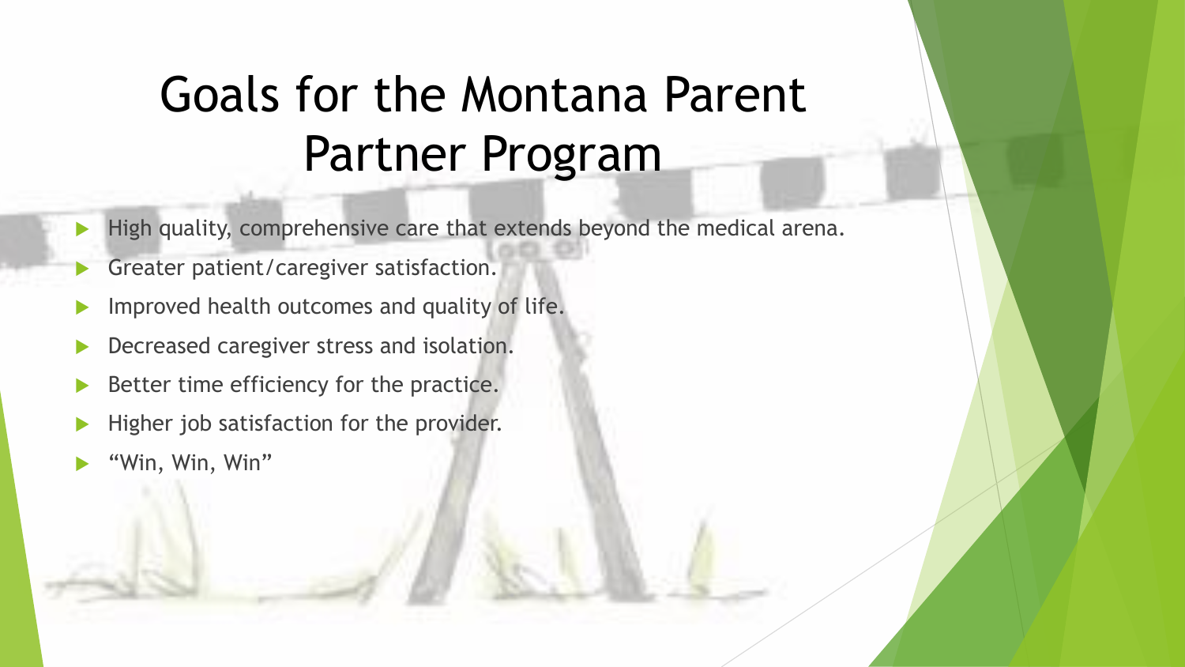# Goals for the Montana Parent Partner Program

- High quality, comprehensive care that extends beyond the medical arena.
- Greater patient/caregiver satisfaction.
- Improved health outcomes and quality of life.
- Decreased caregiver stress and isolation.
- Better time efficiency for the practice.
- Higher job satisfaction for the provider.
- “Win, Win, Win”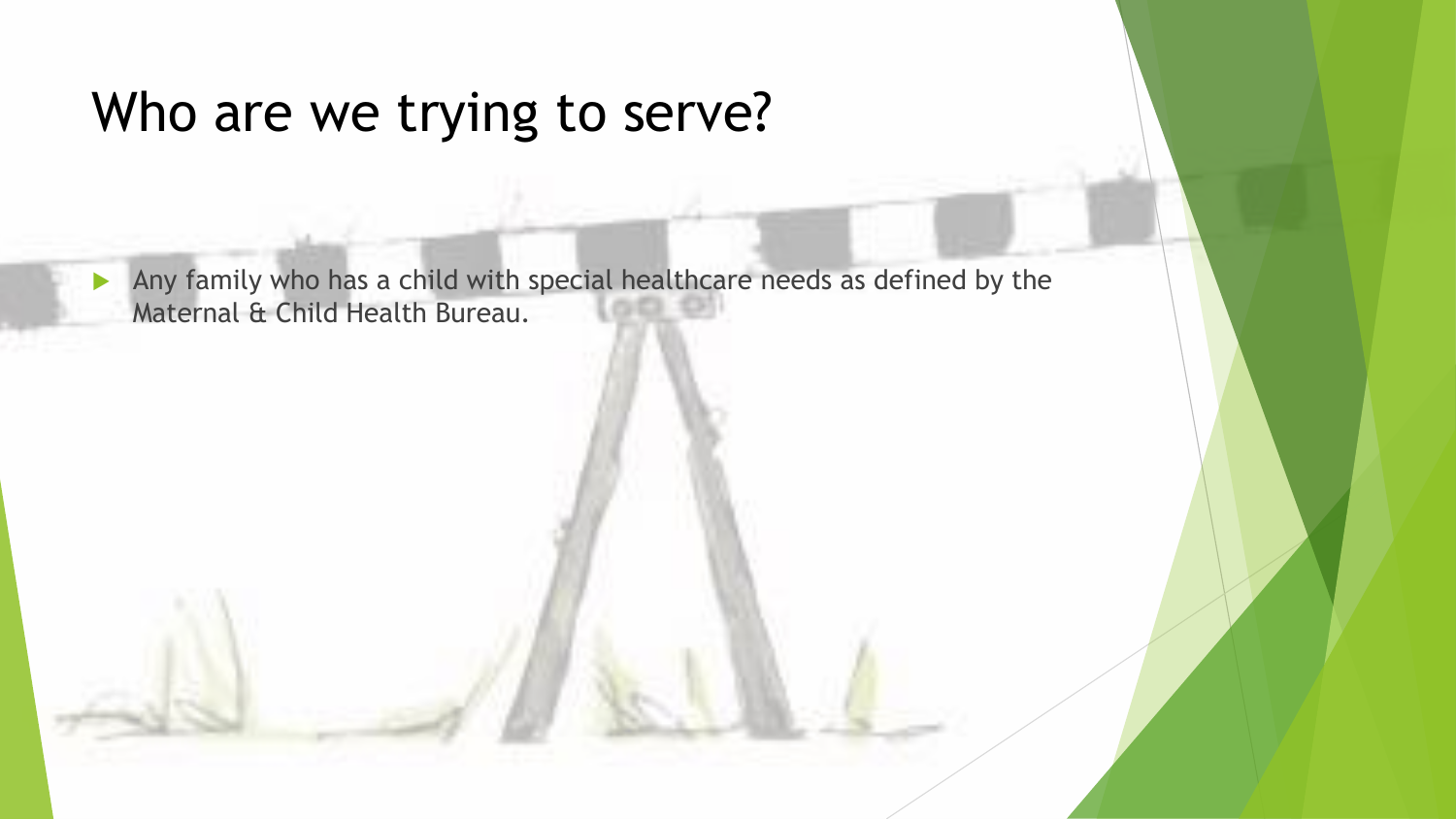# Who are we trying to serve?

- Any family who has a child with special healthcare needs as defined by the Maternal & Child Health Bureau.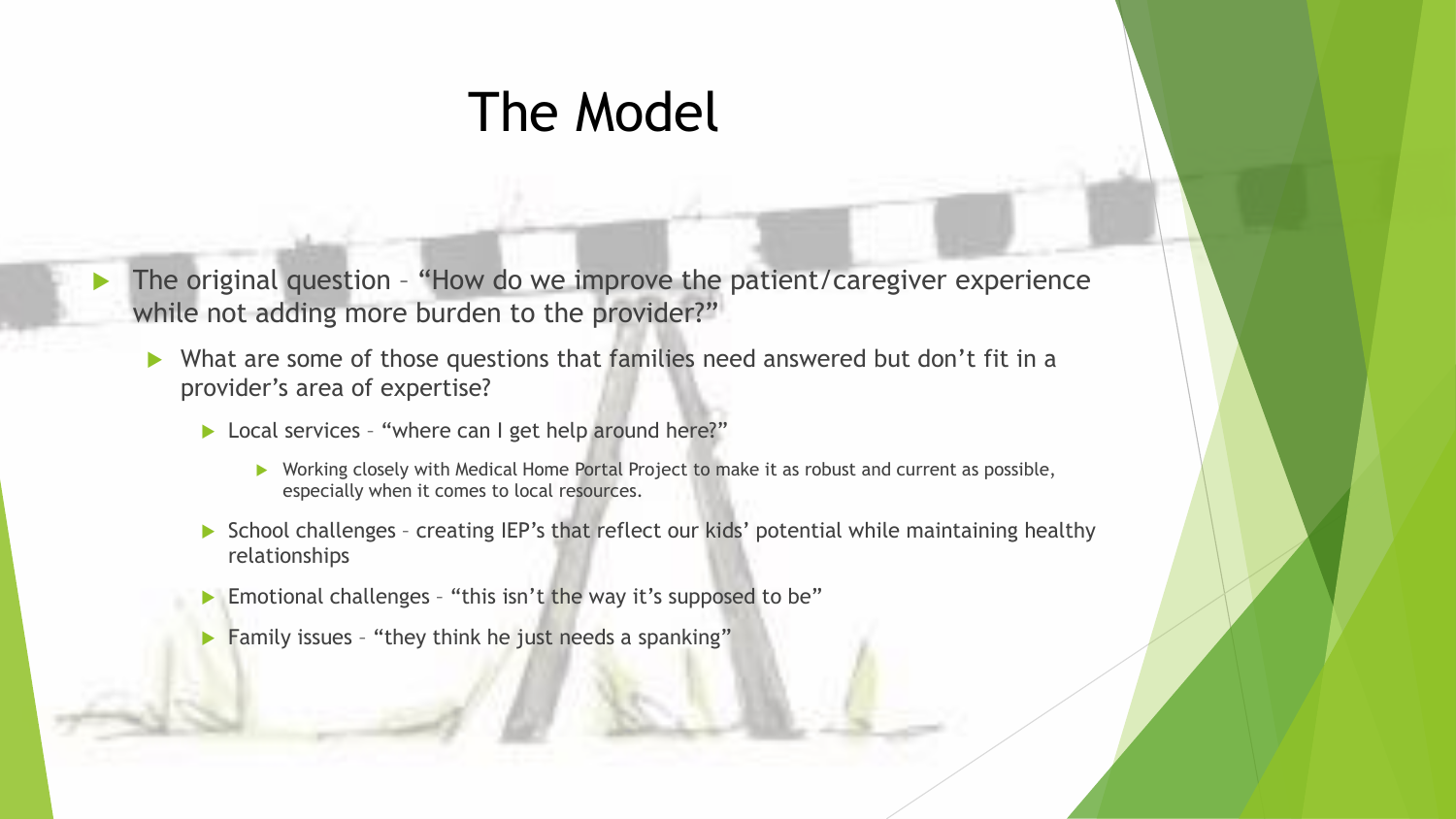# The Model

- The original question – "How do we improve the patient/caregiver experience while not adding more burden to the provider?"
  - What are some of those questions that families need answered but don't fit in a provider's area of expertise?
    - Local services – "where can I get help around here?"
      - Working closely with Medical Home Portal Project to make it as robust and current as possible, especially when it comes to local resources.
    - School challenges – creating IEP's that reflect our kids' potential while maintaining healthy relationships
    - Emotional challenges – "this isn't the way it's supposed to be"
    - Family issues – "they think he just needs a spanking"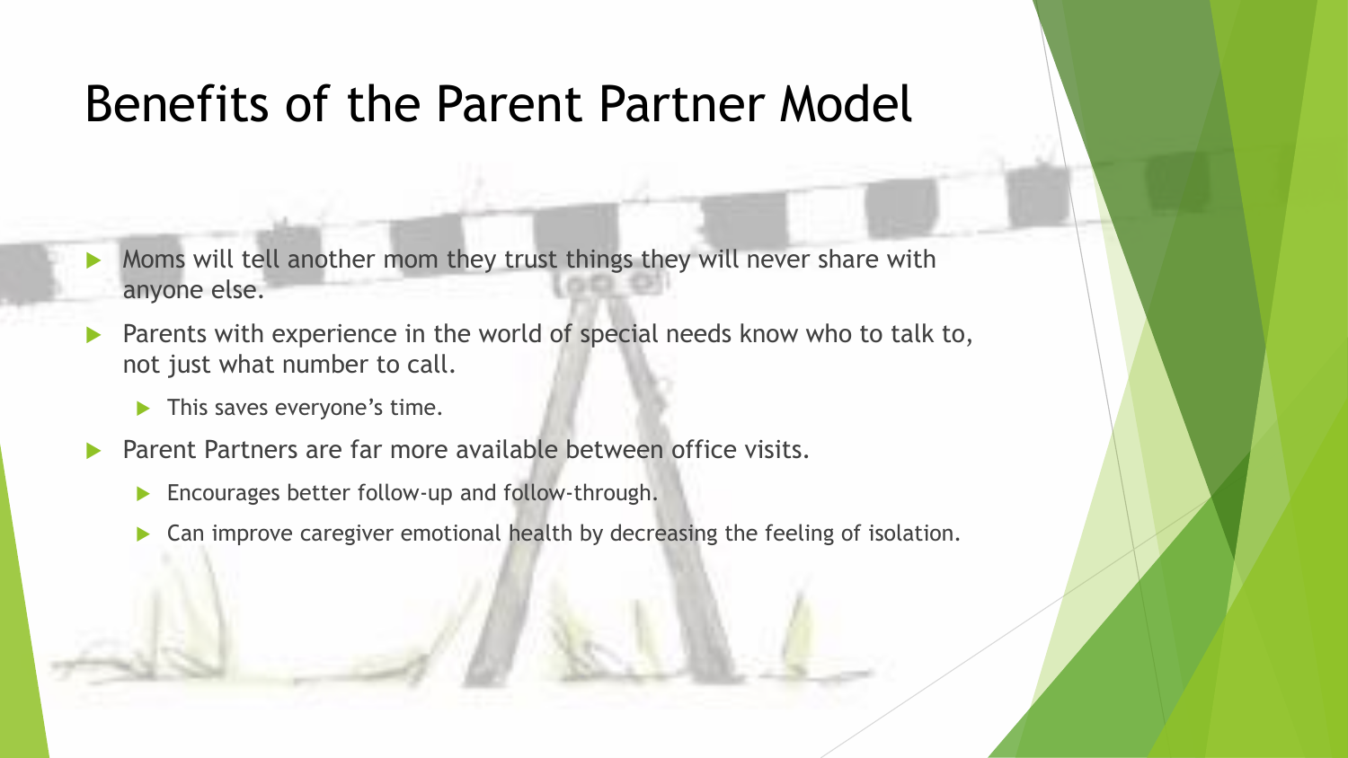# Benefits of the Parent Partner Model

- Moms will tell another mom they trust things they will never share with anyone else.
- Parents with experience in the world of special needs know who to talk to, not just what number to call.
  - This saves everyone's time.
- Parent Partners are far more available between office visits.
  - Encourages better follow-up and follow-through.
  - Can improve caregiver emotional health by decreasing the feeling of isolation.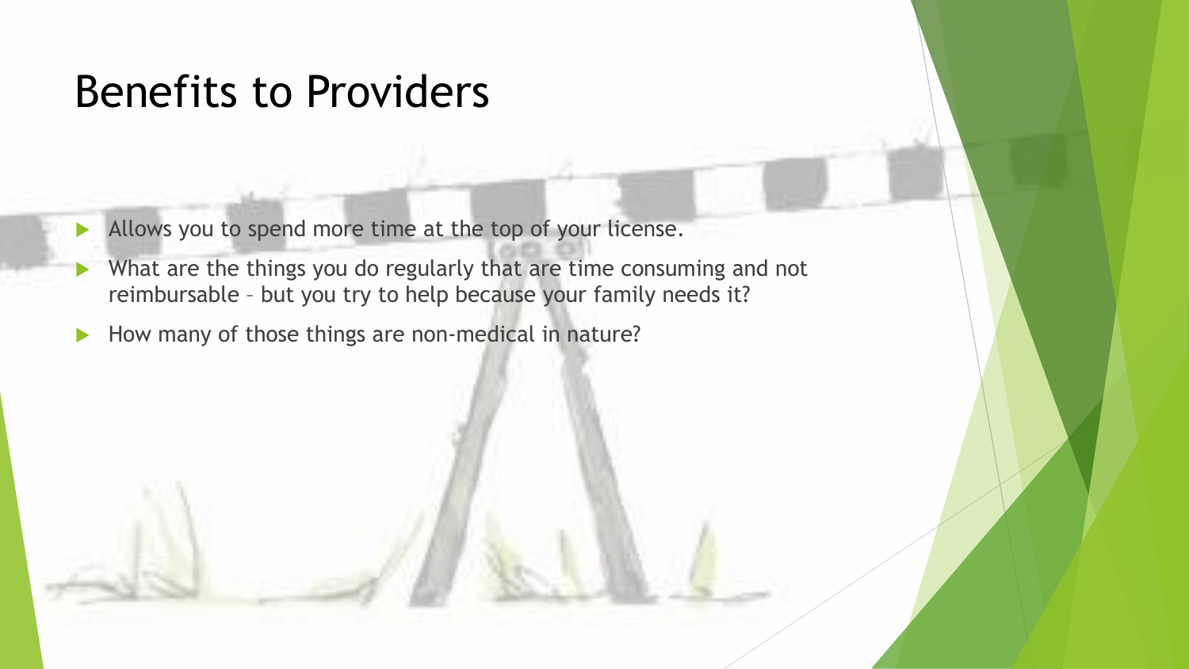# Benefits to Providers

- Allows you to spend more time at the top of your license.
- What are the things you do regularly that are time consuming and not reimbursable – but you try to help because your family needs it?
- How many of those things are non-medical in nature?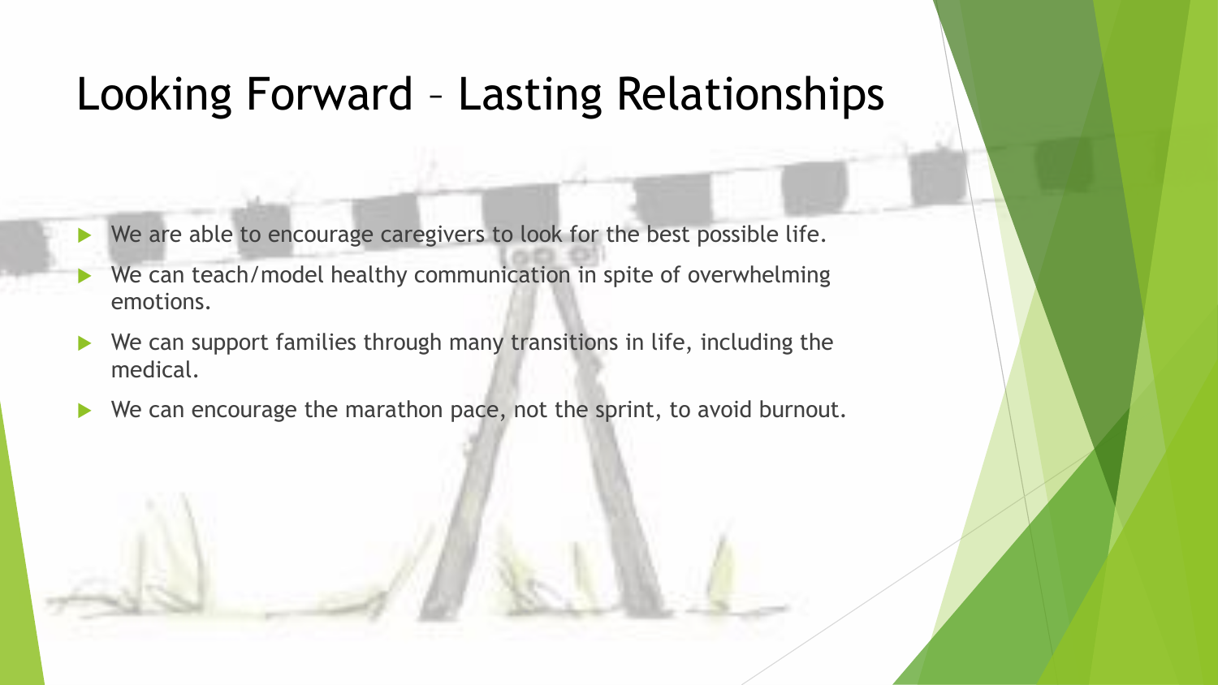# Looking Forward – Lasting Relationships

- We are able to encourage caregivers to look for the best possible life.
- We can teach/model healthy communication in spite of overwhelming emotions.
- We can support families through many transitions in life, including the medical.
- We can encourage the marathon pace, not the sprint, to avoid burnout.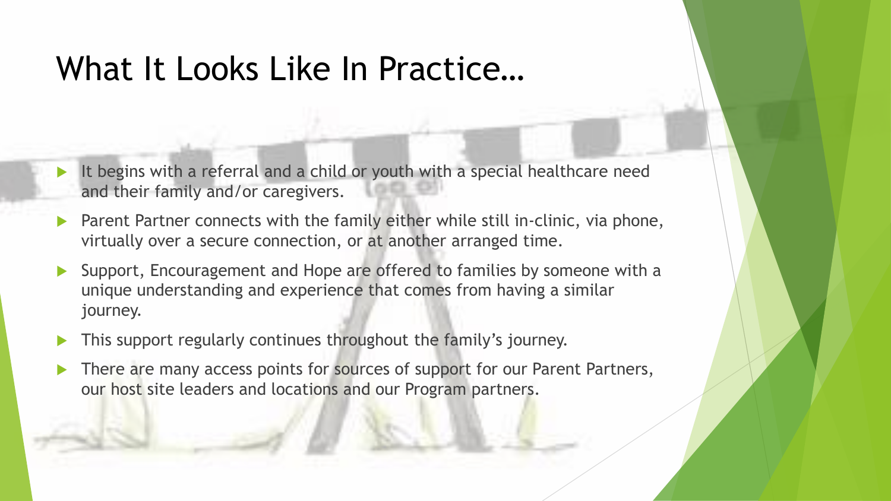# What It Looks Like In Practice…

- It begins with a referral and a child or youth with a special healthcare need and their family and/or caregivers.
- Parent Partner connects with the family either while still in-clinic, via phone, virtually over a secure connection, or at another arranged time.
- Support, Encouragement and Hope are offered to families by someone with a unique understanding and experience that comes from having a similar journey.
- This support regularly continues throughout the family's journey.
- There are many access points for sources of support for our Parent Partners, our host site leaders and locations and our Program partners.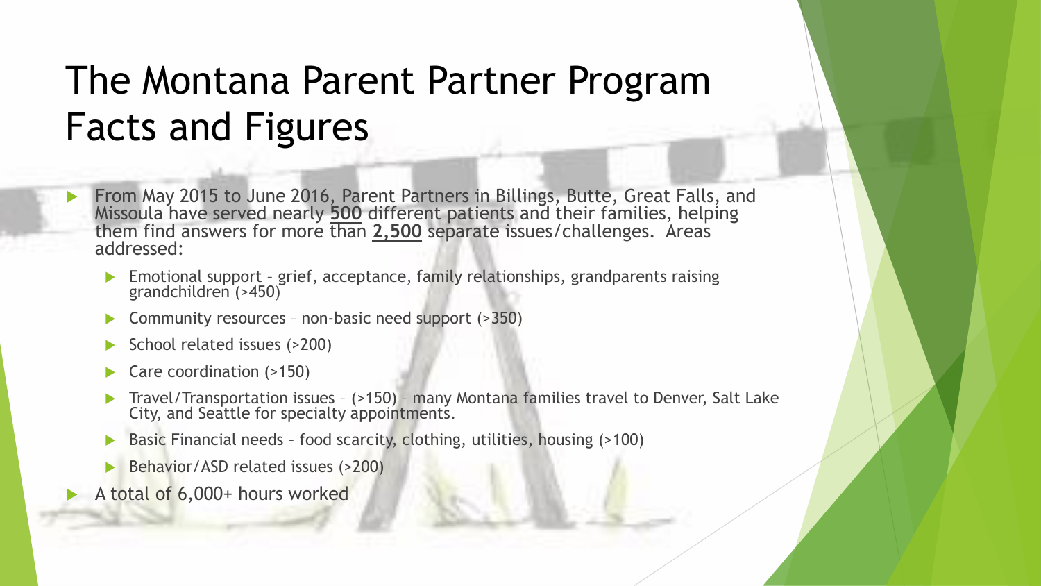# The Montana Parent Partner Program Facts and Figures

- From May 2015 to June 2016, Parent Partners in Billings, Butte, Great Falls, and Missoula have served nearly **500** different patients and their families, helping them find answers for more than **2,500** separate issues/challenges. Areas addressed:
  - Emotional support – grief, acceptance, family relationships, grandparents raising grandchildren (>450)
  - Community resources – non-basic need support (>350)
  - School related issues (>200)
  - Care coordination (>150)
  - Travel/Transportation issues – (>150) – many Montana families travel to Denver, Salt Lake City, and Seattle for specialty appointments.
  - Basic Financial needs – food scarcity, clothing, utilities, housing (>100)
  - Behavior/ASD related issues (>200)
- A total of 6,000+ hours worked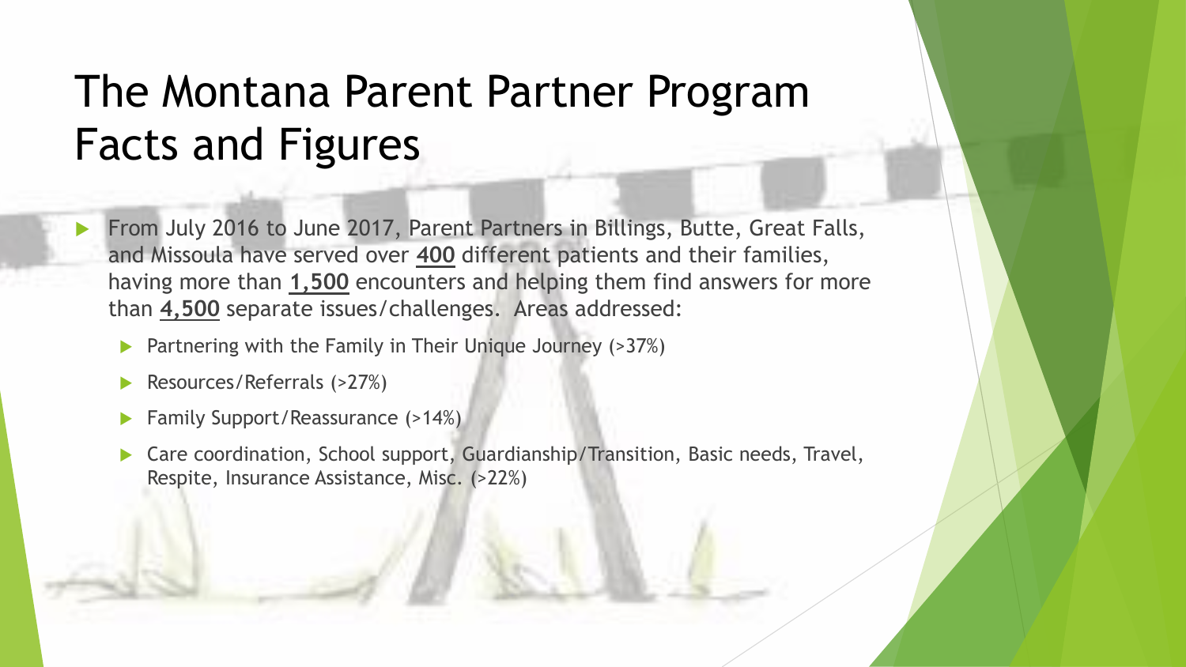# The Montana Parent Partner Program Facts and Figures

- From July 2016 to June 2017, Parent Partners in Billings, Butte, Great Falls, and Missoula have served over **400** different patients and their families, having more than **1,500** encounters and helping them find answers for more than **4,500** separate issues/challenges. Areas addressed:
  - Partnering with the Family in Their Unique Journey (>37%)
  - Resources/Referrals (>27%)
  - Family Support/Reassurance (>14%)
  - Care coordination, School support, Guardianship/Transition, Basic needs, Travel, Respite, Insurance Assistance, Misc. (>22%)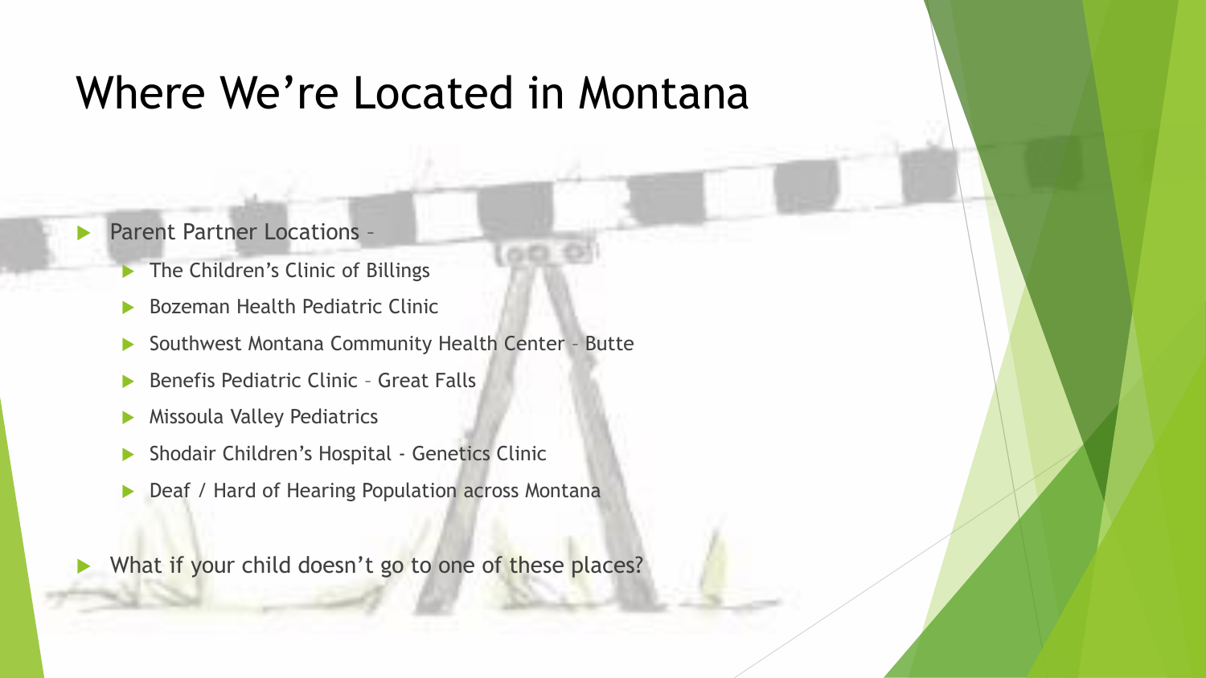# Where We're Located in Montana

- Parent Partner Locations –
  - The Children's Clinic of Billings
  - Bozeman Health Pediatric Clinic
  - Southwest Montana Community Health Center – Butte
  - Benefis Pediatric Clinic – Great Falls
  - Missoula Valley Pediatrics
  - Shodair Children's Hospital - Genetics Clinic
  - Deaf / Hard of Hearing Population across Montana
- What if your child doesn't go to one of these places?